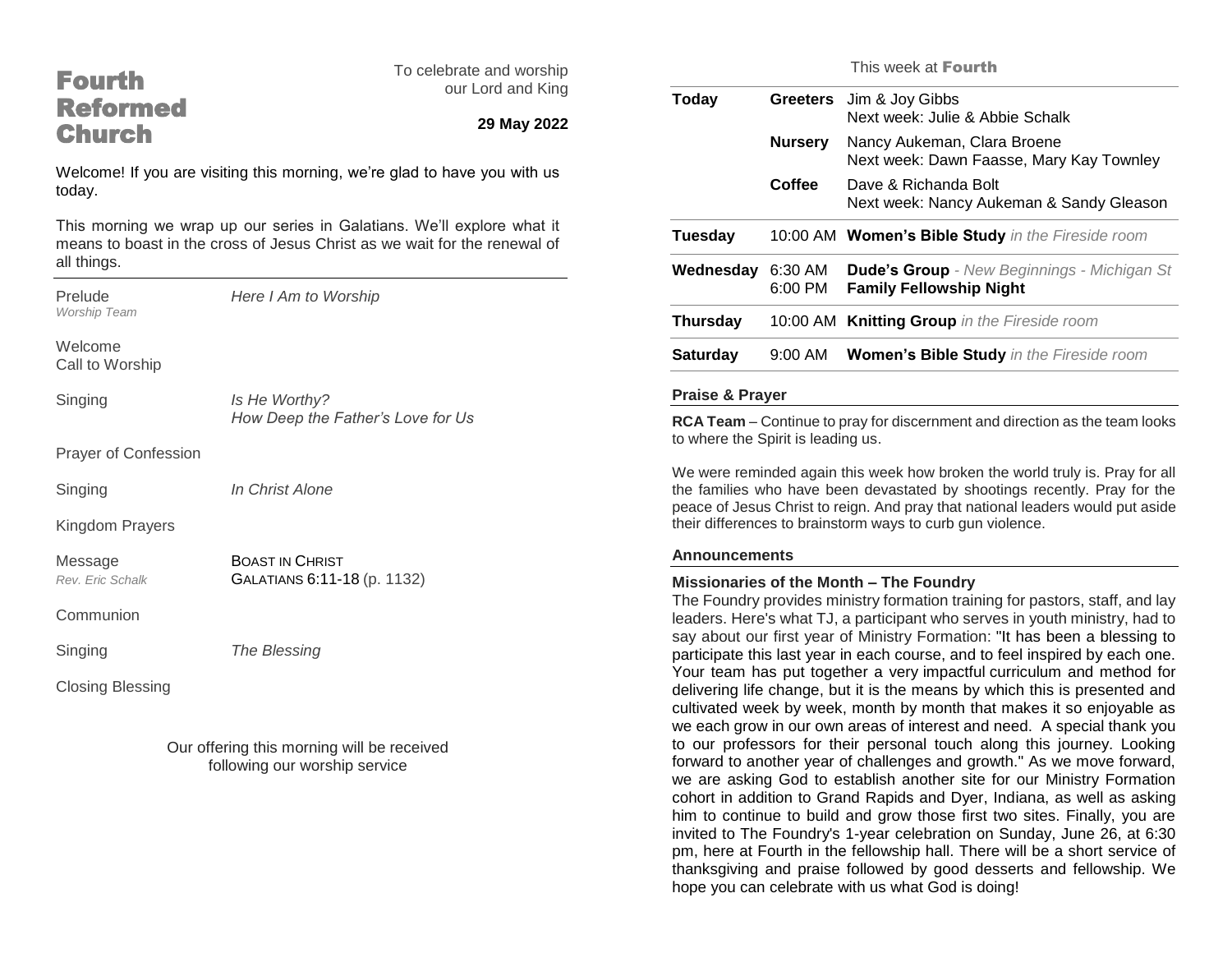# Fourth Reformed Church

To celebrate and worship our Lord and King

**29 May 2022**

Welcome! If you are visiting this morning, we're glad to have you with us today.

This morning we wrap up our series in Galatians. We'll explore what it means to boast in the cross of Jesus Christ as we wait for the renewal of all things.

Prelude — *Here I Am to Worship*
*Worship Team*

Welcome

Call to Worship

Singing — *Is He Worthy?*
*How Deep the Father's Love for Us*

Prayer of Confession

Singing — *In Christ Alone*

Kingdom Prayers

Message — BOAST IN CHRIST
*Rev. Eric Schalk* — GALATIANS 6:11-18 (p. 1132)

Communion

Singing — *The Blessing*

Closing Blessing

Our offering this morning will be received following our worship service

## This week at Fourth

| | | |
|---|---|---|
| **Today** | **Greeters** | Jim & Joy Gibbs<br>Next week: Julie & Abbie Schalk |
| | **Nursery** | Nancy Aukeman, Clara Broene<br>Next week: Dawn Faasse, Mary Kay Townley |
| | **Coffee** | Dave & Richanda Bolt<br>Next week: Nancy Aukeman & Sandy Gleason |
| **Tuesday** | 10:00 AM | **Women's Bible Study** *in the Fireside room* |
| **Wednesday** | 6:30 AM<br>6:00 PM | **Dude's Group** *- New Beginnings - Michigan St*<br>**Family Fellowship Night** |
| **Thursday** | 10:00 AM | **Knitting Group** *in the Fireside room* |
| **Saturday** | 9:00 AM | **Women's Bible Study** *in the Fireside room* |

### Praise & Prayer

**RCA Team** – Continue to pray for discernment and direction as the team looks to where the Spirit is leading us.

We were reminded again this week how broken the world truly is. Pray for all the families who have been devastated by shootings recently. Pray for the peace of Jesus Christ to reign. And pray that national leaders would put aside their differences to brainstorm ways to curb gun violence.

### Announcements

**Missionaries of the Month – The Foundry**

The Foundry provides ministry formation training for pastors, staff, and lay leaders. Here's what TJ, a participant who serves in youth ministry, had to say about our first year of Ministry Formation: "It has been a blessing to participate this last year in each course, and to feel inspired by each one. Your team has put together a very impactful curriculum and method for delivering life change, but it is the means by which this is presented and cultivated week by week, month by month that makes it so enjoyable as we each grow in our own areas of interest and need. A special thank you to our professors for their personal touch along this journey. Looking forward to another year of challenges and growth." As we move forward, we are asking God to establish another site for our Ministry Formation cohort in addition to Grand Rapids and Dyer, Indiana, as well as asking him to continue to build and grow those first two sites. Finally, you are invited to The Foundry's 1-year celebration on Sunday, June 26, at 6:30 pm, here at Fourth in the fellowship hall. There will be a short service of thanksgiving and praise followed by good desserts and fellowship. We hope you can celebrate with us what God is doing!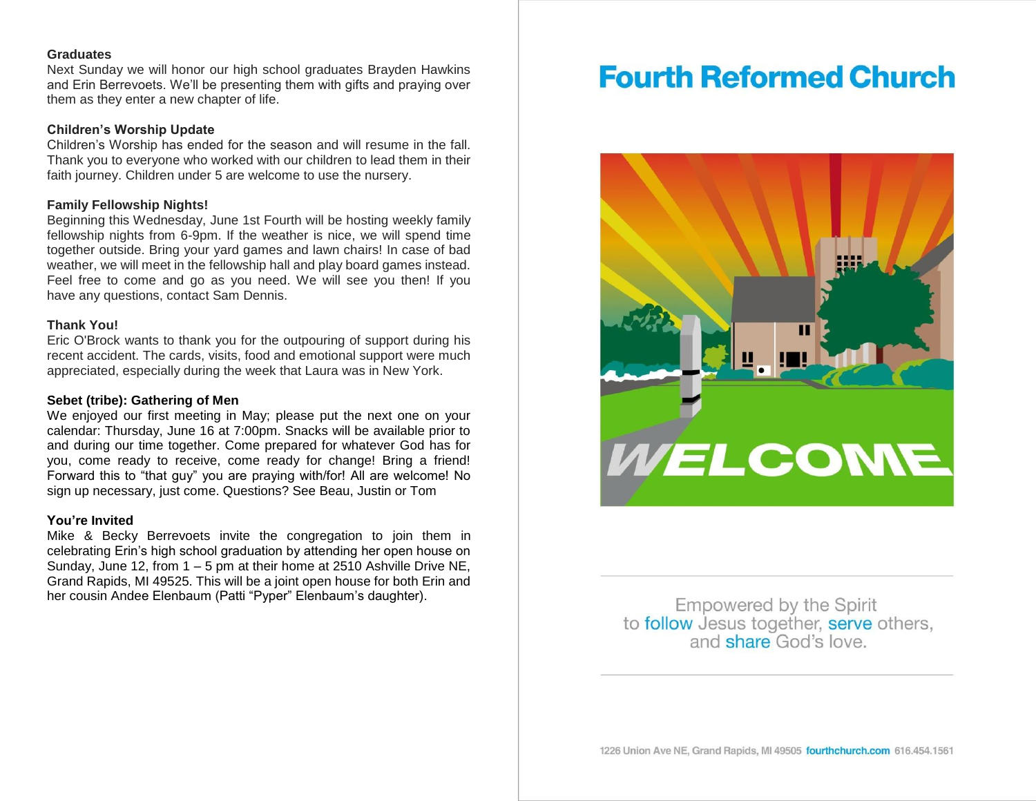**Graduates**
Next Sunday we will honor our high school graduates Brayden Hawkins and Erin Berrevoets. We'll be presenting them with gifts and praying over them as they enter a new chapter of life.

**Children's Worship Update**
Children's Worship has ended for the season and will resume in the fall. Thank you to everyone who worked with our children to lead them in their faith journey. Children under 5 are welcome to use the nursery.

**Family Fellowship Nights!**
Beginning this Wednesday, June 1st Fourth will be hosting weekly family fellowship nights from 6-9pm. If the weather is nice, we will spend time together outside. Bring your yard games and lawn chairs! In case of bad weather, we will meet in the fellowship hall and play board games instead. Feel free to come and go as you need. We will see you then! If you have any questions, contact Sam Dennis.

**Thank You!**
Eric O'Brock wants to thank you for the outpouring of support during his recent accident. The cards, visits, food and emotional support were much appreciated, especially during the week that Laura was in New York.

**Sebet (tribe): Gathering of Men**
We enjoyed our first meeting in May; please put the next one on your calendar: Thursday, June 16 at 7:00pm. Snacks will be available prior to and during our time together. Come prepared for whatever God has for you, come ready to receive, come ready for change! Bring a friend! Forward this to "that guy" you are praying with/for! All are welcome! No sign up necessary, just come. Questions? See Beau, Justin or Tom

**You're Invited**
Mike & Becky Berrevoets invite the congregation to join them in celebrating Erin's high school graduation by attending her open house on Sunday, June 12, from 1 – 5 pm at their home at 2510 Ashville Drive NE, Grand Rapids, MI 49525. This will be a joint open house for both Erin and her cousin Andee Elenbaum (Patti "Pyper" Elenbaum's daughter).

# Fourth Reformed Church

WELCOME

Empowered by the Spirit
to follow Jesus together, serve others,
and share God's love.

1226 Union Ave NE, Grand Rapids, MI 49505 fourthchurch.com 616.454.1561